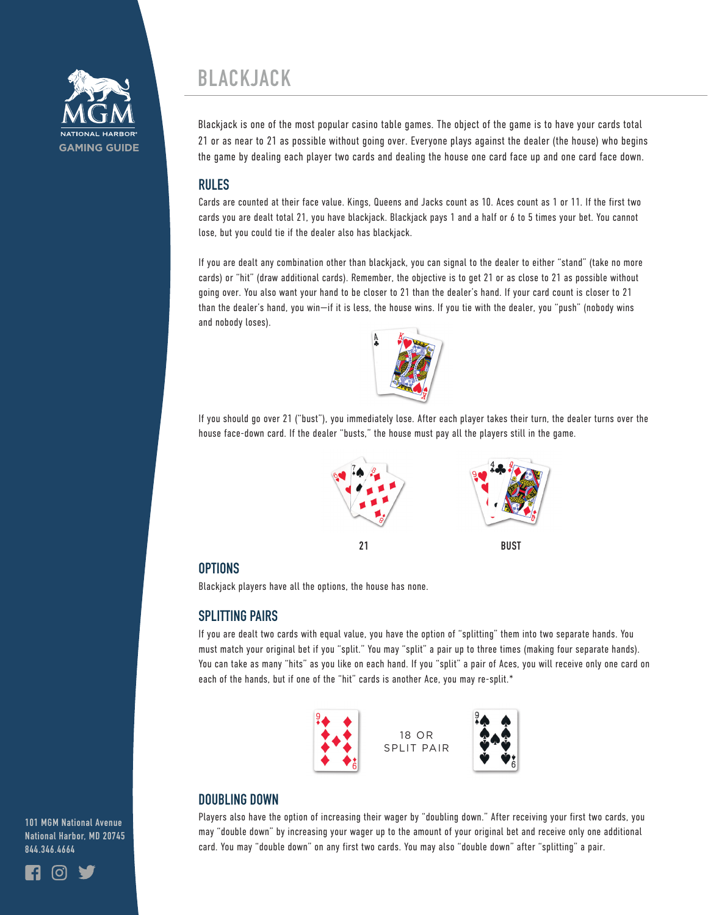MGM NATIONAL HARBOR GAMING GUIDE

# BLACKJACK

Blackjack is one of the most popular casino table games. The object of the game is to have your cards total 21 or as near to 21 as possible without going over. Everyone plays against the dealer (the house) who begins the game by dealing each player two cards and dealing the house one card face up and one card face down.

## RULES

Cards are counted at their face value. Kings, Queens and Jacks count as 10. Aces count as 1 or 11. If the first two cards you are dealt total 21, you have blackjack. Blackjack pays 1 and a half or 6 to 5 times your bet. You cannot lose, but you could tie if the dealer also has blackjack.

If you are dealt any combination other than blackjack, you can signal to the dealer to either "stand" (take no more cards) or "hit" (draw additional cards). Remember, the objective is to get 21 or as close to 21 as possible without going over. You also want your hand to be closer to 21 than the dealer's hand. If your card count is closer to 21 than the dealer's hand, you win—if it is less, the house wins. If you tie with the dealer, you "push" (nobody wins and nobody loses).

If you should go over 21 ("bust"), you immediately lose. After each player takes their turn, the dealer turns over the house face-down card. If the dealer "busts," the house must pay all the players still in the game.

21

BUST

## OPTIONS

Blackjack players have all the options, the house has none.

## SPLITTING PAIRS

If you are dealt two cards with equal value, you have the option of "splitting" them into two separate hands. You must match your original bet if you "split." You may "split" a pair up to three times (making four separate hands). You can take as many "hits" as you like on each hand. If you "split" a pair of Aces, you will receive only one card on each of the hands, but if one of the "hit" cards is another Ace, you may re-split.*

18 OR SPLIT PAIR

## DOUBLING DOWN

Players also have the option of increasing their wager by "doubling down." After receiving your first two cards, you may "double down" by increasing your wager up to the amount of your original bet and receive only one additional card. You may "double down" on any first two cards. You may also "double down" after "splitting" a pair.

101 MGM National Avenue
National Harbor, MD 20745
844.346.4664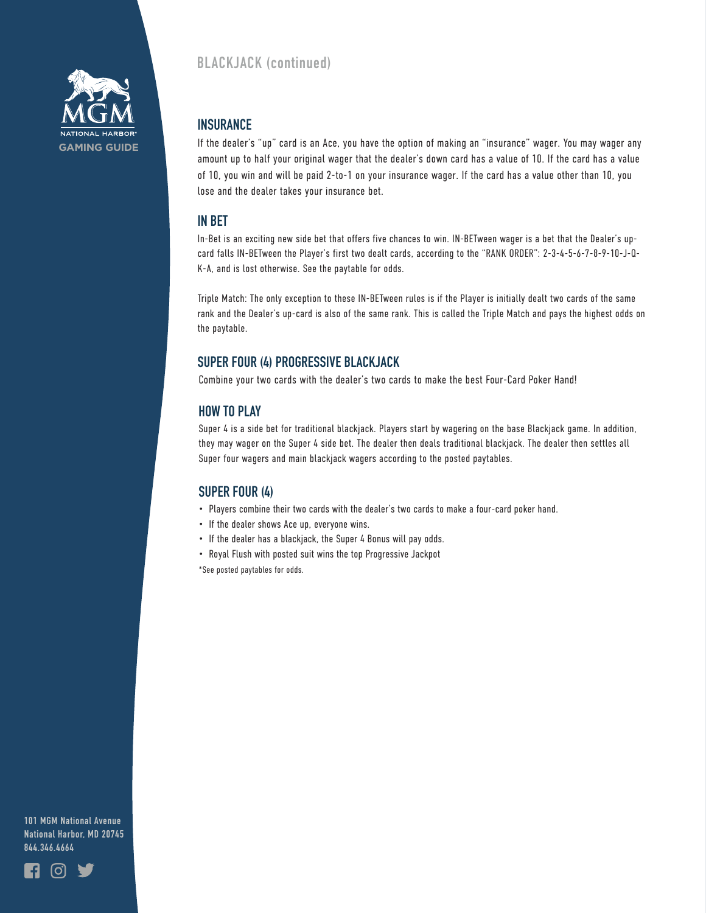## BLACKJACK (continued)

### INSURANCE

If the dealer's "up" card is an Ace, you have the option of making an "insurance" wager. You may wager any amount up to half your original wager that the dealer's down card has a value of 10. If the card has a value of 10, you win and will be paid 2-to-1 on your insurance wager. If the card has a value other than 10, you lose and the dealer takes your insurance bet.

### IN BET

In-Bet is an exciting new side bet that offers five chances to win. IN-BETween wager is a bet that the Dealer's up-card falls IN-BETween the Player's first two dealt cards, according to the "RANK ORDER": 2-3-4-5-6-7-8-9-10-J-Q-K-A, and is lost otherwise. See the paytable for odds.

Triple Match: The only exception to these IN-BETween rules is if the Player is initially dealt two cards of the same rank and the Dealer's up-card is also of the same rank. This is called the Triple Match and pays the highest odds on the paytable.

### SUPER FOUR (4) PROGRESSIVE BLACKJACK

Combine your two cards with the dealer's two cards to make the best Four-Card Poker Hand!

### HOW TO PLAY

Super 4 is a side bet for traditional blackjack. Players start by wagering on the base Blackjack game. In addition, they may wager on the Super 4 side bet. The dealer then deals traditional blackjack. The dealer then settles all Super four wagers and main blackjack wagers according to the posted paytables.

### SUPER FOUR (4)

- Players combine their two cards with the dealer's two cards to make a four-card poker hand.
- If the dealer shows Ace up, everyone wins.
- If the dealer has a blackjack, the Super 4 Bonus will pay odds.
- Royal Flush with posted suit wins the top Progressive Jackpot

*See posted paytables for odds.